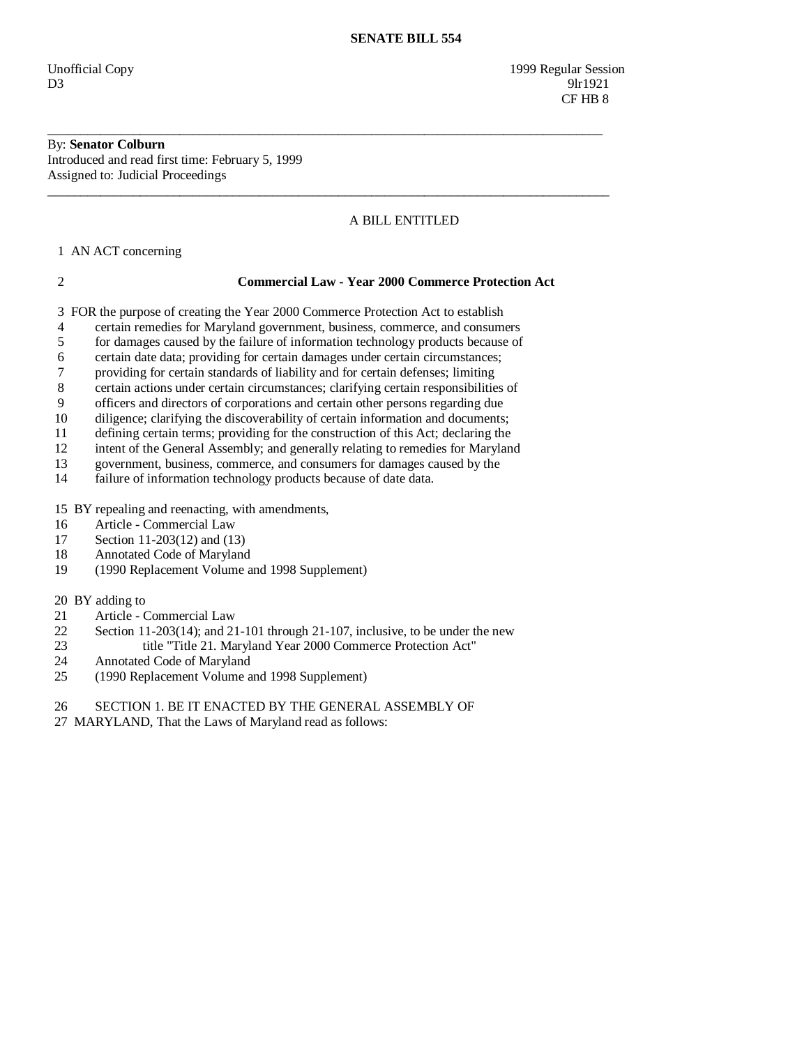# SENATE BILL 554

Unofficial Copy
D3

1999 Regular Session
9lr1921
CF HB 8

---

By: **Senator Colburn**
Introduced and read first time: February 5, 1999
Assigned to: Judicial Proceedings

---

A BILL ENTITLED

1 AN ACT concerning

2 **Commercial Law - Year 2000 Commerce Protection Act**

3 FOR the purpose of creating the Year 2000 Commerce Protection Act to establish
4 certain remedies for Maryland government, business, commerce, and consumers
5 for damages caused by the failure of information technology products because of
6 certain date data; providing for certain damages under certain circumstances;
7 providing for certain standards of liability and for certain defenses; limiting
8 certain actions under certain circumstances; clarifying certain responsibilities of
9 officers and directors of corporations and certain other persons regarding due
10 diligence; clarifying the discoverability of certain information and documents;
11 defining certain terms; providing for the construction of this Act; declaring the
12 intent of the General Assembly; and generally relating to remedies for Maryland
13 government, business, commerce, and consumers for damages caused by the
14 failure of information technology products because of date data.

15 BY repealing and reenacting, with amendments,
16 Article - Commercial Law
17 Section 11-203(12) and (13)
18 Annotated Code of Maryland
19 (1990 Replacement Volume and 1998 Supplement)

20 BY adding to
21 Article - Commercial Law
22 Section 11-203(14); and 21-101 through 21-107, inclusive, to be under the new
23 title "Title 21. Maryland Year 2000 Commerce Protection Act"
24 Annotated Code of Maryland
25 (1990 Replacement Volume and 1998 Supplement)

26 SECTION 1. BE IT ENACTED BY THE GENERAL ASSEMBLY OF
27 MARYLAND, That the Laws of Maryland read as follows: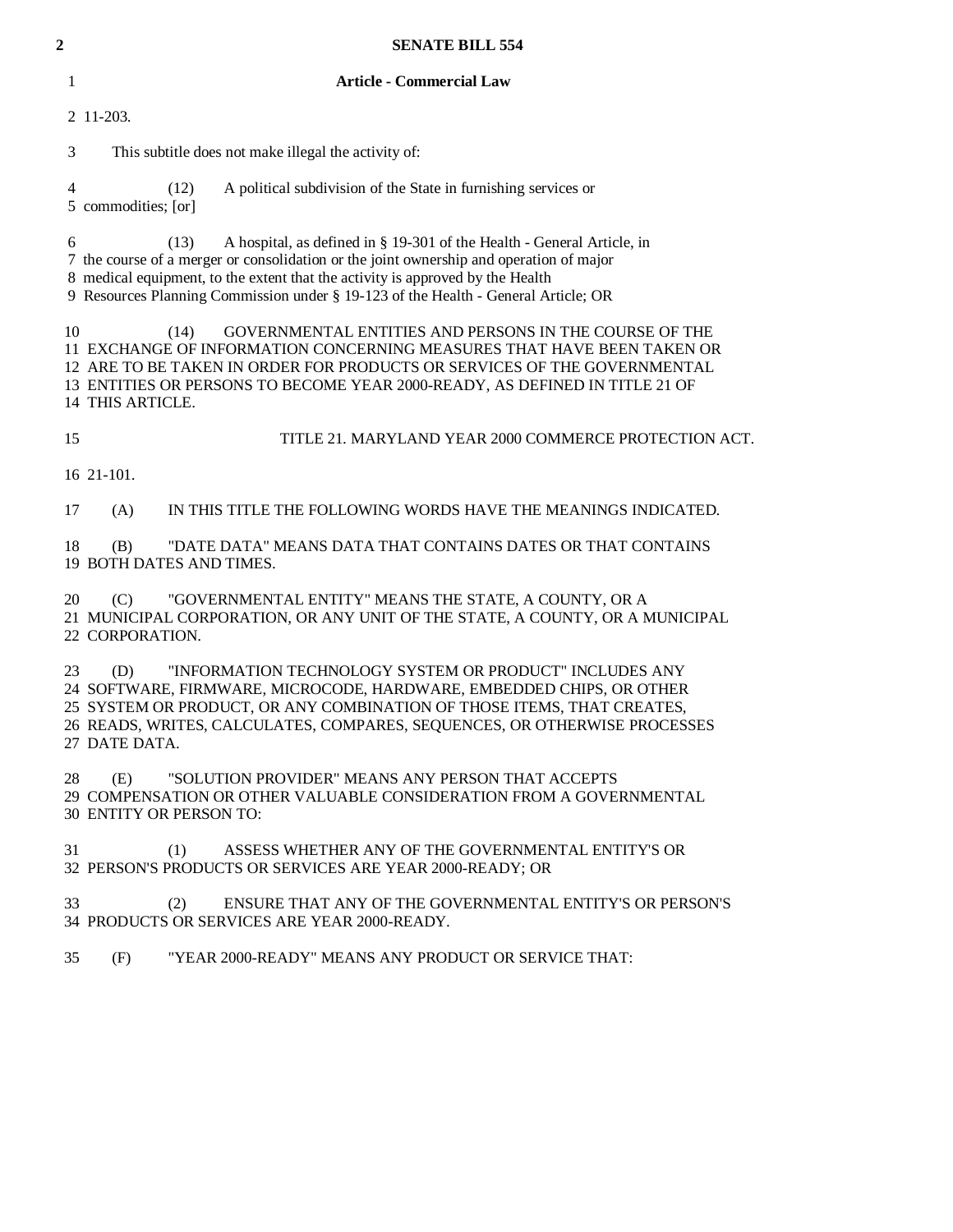## Article - Commercial Law

11-203.

This subtitle does not make illegal the activity of:

(12) A political subdivision of the State in furnishing services or commodities; [or]

(13) A hospital, as defined in § 19-301 of the Health - General Article, in the course of a merger or consolidation or the joint ownership and operation of major medical equipment, to the extent that the activity is approved by the Health Resources Planning Commission under § 19-123 of the Health - General Article; OR

(14) GOVERNMENTAL ENTITIES AND PERSONS IN THE COURSE OF THE EXCHANGE OF INFORMATION CONCERNING MEASURES THAT HAVE BEEN TAKEN OR ARE TO BE TAKEN IN ORDER FOR PRODUCTS OR SERVICES OF THE GOVERNMENTAL ENTITIES OR PERSONS TO BECOME YEAR 2000-READY, AS DEFINED IN TITLE 21 OF THIS ARTICLE.

### TITLE 21. MARYLAND YEAR 2000 COMMERCE PROTECTION ACT.

21-101.

(A) IN THIS TITLE THE FOLLOWING WORDS HAVE THE MEANINGS INDICATED.

(B) "DATE DATA" MEANS DATA THAT CONTAINS DATES OR THAT CONTAINS BOTH DATES AND TIMES.

(C) "GOVERNMENTAL ENTITY" MEANS THE STATE, A COUNTY, OR A MUNICIPAL CORPORATION, OR ANY UNIT OF THE STATE, A COUNTY, OR A MUNICIPAL CORPORATION.

(D) "INFORMATION TECHNOLOGY SYSTEM OR PRODUCT" INCLUDES ANY SOFTWARE, FIRMWARE, MICROCODE, HARDWARE, EMBEDDED CHIPS, OR OTHER SYSTEM OR PRODUCT, OR ANY COMBINATION OF THOSE ITEMS, THAT CREATES, READS, WRITES, CALCULATES, COMPARES, SEQUENCES, OR OTHERWISE PROCESSES DATE DATA.

(E) "SOLUTION PROVIDER" MEANS ANY PERSON THAT ACCEPTS COMPENSATION OR OTHER VALUABLE CONSIDERATION FROM A GOVERNMENTAL ENTITY OR PERSON TO:

(1) ASSESS WHETHER ANY OF THE GOVERNMENTAL ENTITY'S OR PERSON'S PRODUCTS OR SERVICES ARE YEAR 2000-READY; OR

(2) ENSURE THAT ANY OF THE GOVERNMENTAL ENTITY'S OR PERSON'S PRODUCTS OR SERVICES ARE YEAR 2000-READY.

(F) "YEAR 2000-READY" MEANS ANY PRODUCT OR SERVICE THAT: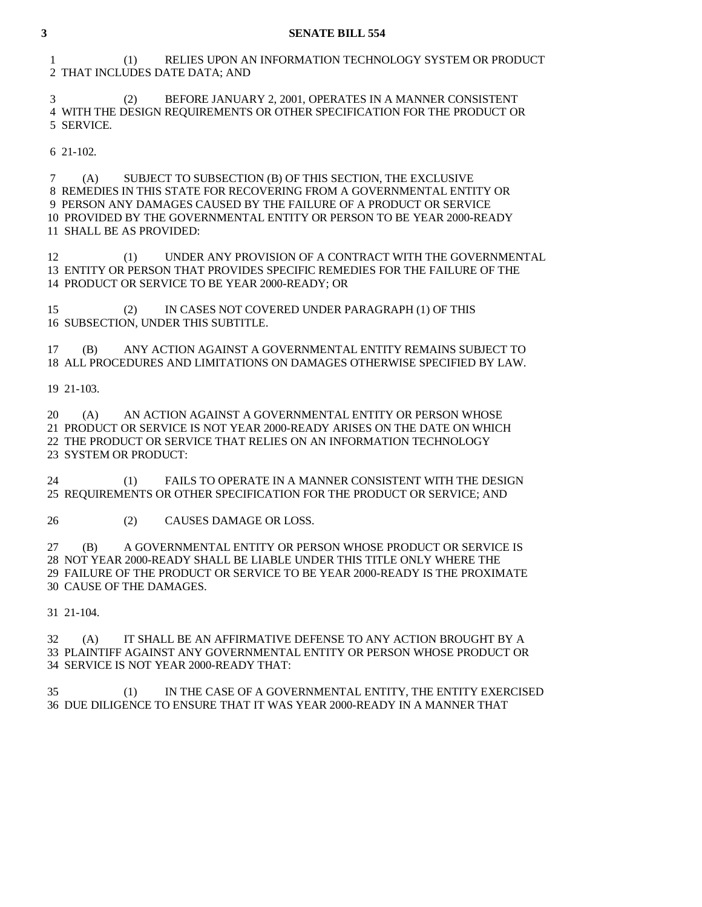(1) RELIES UPON AN INFORMATION TECHNOLOGY SYSTEM OR PRODUCT THAT INCLUDES DATE DATA; AND

(2) BEFORE JANUARY 2, 2001, OPERATES IN A MANNER CONSISTENT WITH THE DESIGN REQUIREMENTS OR OTHER SPECIFICATION FOR THE PRODUCT OR SERVICE.

21-102.

(A) SUBJECT TO SUBSECTION (B) OF THIS SECTION, THE EXCLUSIVE REMEDIES IN THIS STATE FOR RECOVERING FROM A GOVERNMENTAL ENTITY OR PERSON ANY DAMAGES CAUSED BY THE FAILURE OF A PRODUCT OR SERVICE PROVIDED BY THE GOVERNMENTAL ENTITY OR PERSON TO BE YEAR 2000-READY SHALL BE AS PROVIDED:

(1) UNDER ANY PROVISION OF A CONTRACT WITH THE GOVERNMENTAL ENTITY OR PERSON THAT PROVIDES SPECIFIC REMEDIES FOR THE FAILURE OF THE PRODUCT OR SERVICE TO BE YEAR 2000-READY; OR

(2) IN CASES NOT COVERED UNDER PARAGRAPH (1) OF THIS SUBSECTION, UNDER THIS SUBTITLE.

(B) ANY ACTION AGAINST A GOVERNMENTAL ENTITY REMAINS SUBJECT TO ALL PROCEDURES AND LIMITATIONS ON DAMAGES OTHERWISE SPECIFIED BY LAW.

21-103.

(A) AN ACTION AGAINST A GOVERNMENTAL ENTITY OR PERSON WHOSE PRODUCT OR SERVICE IS NOT YEAR 2000-READY ARISES ON THE DATE ON WHICH THE PRODUCT OR SERVICE THAT RELIES ON AN INFORMATION TECHNOLOGY SYSTEM OR PRODUCT:

(1) FAILS TO OPERATE IN A MANNER CONSISTENT WITH THE DESIGN REQUIREMENTS OR OTHER SPECIFICATION FOR THE PRODUCT OR SERVICE; AND

(2) CAUSES DAMAGE OR LOSS.

(B) A GOVERNMENTAL ENTITY OR PERSON WHOSE PRODUCT OR SERVICE IS NOT YEAR 2000-READY SHALL BE LIABLE UNDER THIS TITLE ONLY WHERE THE FAILURE OF THE PRODUCT OR SERVICE TO BE YEAR 2000-READY IS THE PROXIMATE CAUSE OF THE DAMAGES.

21-104.

(A) IT SHALL BE AN AFFIRMATIVE DEFENSE TO ANY ACTION BROUGHT BY A PLAINTIFF AGAINST ANY GOVERNMENTAL ENTITY OR PERSON WHOSE PRODUCT OR SERVICE IS NOT YEAR 2000-READY THAT:

(1) IN THE CASE OF A GOVERNMENTAL ENTITY, THE ENTITY EXERCISED DUE DILIGENCE TO ENSURE THAT IT WAS YEAR 2000-READY IN A MANNER THAT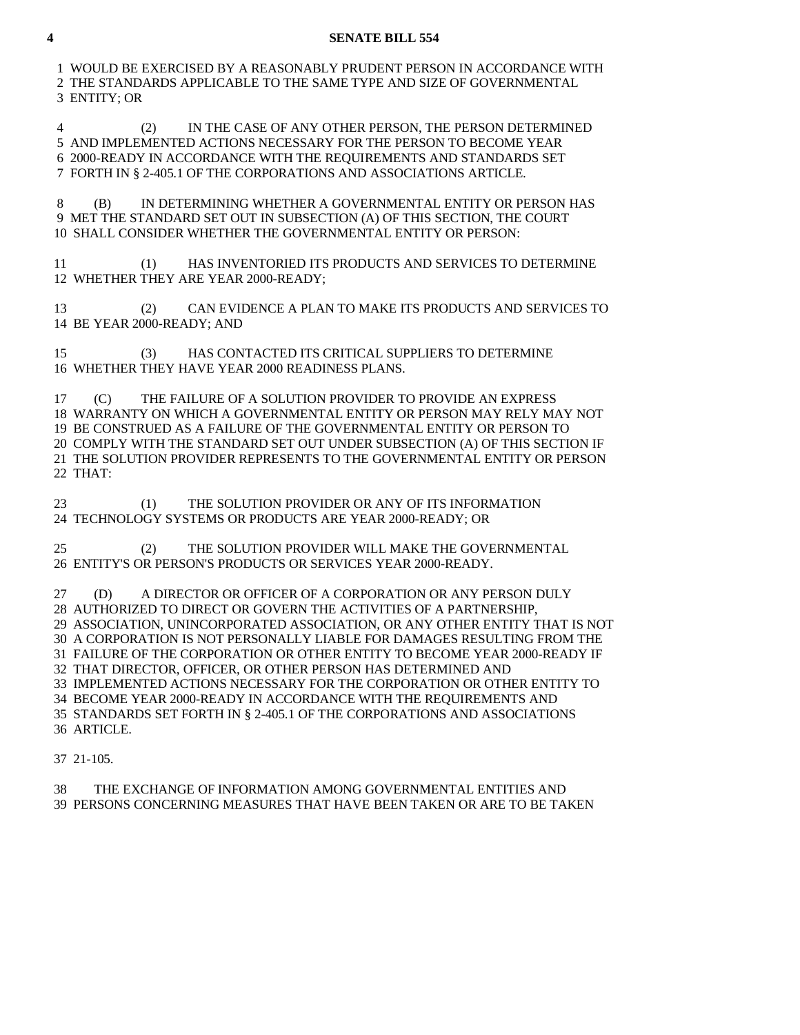WOULD BE EXERCISED BY A REASONABLY PRUDENT PERSON IN ACCORDANCE WITH THE STANDARDS APPLICABLE TO THE SAME TYPE AND SIZE OF GOVERNMENTAL ENTITY; OR

(2) IN THE CASE OF ANY OTHER PERSON, THE PERSON DETERMINED AND IMPLEMENTED ACTIONS NECESSARY FOR THE PERSON TO BECOME YEAR 2000-READY IN ACCORDANCE WITH THE REQUIREMENTS AND STANDARDS SET FORTH IN § 2-405.1 OF THE CORPORATIONS AND ASSOCIATIONS ARTICLE.

(B) IN DETERMINING WHETHER A GOVERNMENTAL ENTITY OR PERSON HAS MET THE STANDARD SET OUT IN SUBSECTION (A) OF THIS SECTION, THE COURT SHALL CONSIDER WHETHER THE GOVERNMENTAL ENTITY OR PERSON:

(1) HAS INVENTORIED ITS PRODUCTS AND SERVICES TO DETERMINE WHETHER THEY ARE YEAR 2000-READY;

(2) CAN EVIDENCE A PLAN TO MAKE ITS PRODUCTS AND SERVICES TO BE YEAR 2000-READY; AND

(3) HAS CONTACTED ITS CRITICAL SUPPLIERS TO DETERMINE WHETHER THEY HAVE YEAR 2000 READINESS PLANS.

(C) THE FAILURE OF A SOLUTION PROVIDER TO PROVIDE AN EXPRESS WARRANTY ON WHICH A GOVERNMENTAL ENTITY OR PERSON MAY RELY MAY NOT BE CONSTRUED AS A FAILURE OF THE GOVERNMENTAL ENTITY OR PERSON TO COMPLY WITH THE STANDARD SET OUT UNDER SUBSECTION (A) OF THIS SECTION IF THE SOLUTION PROVIDER REPRESENTS TO THE GOVERNMENTAL ENTITY OR PERSON THAT:

(1) THE SOLUTION PROVIDER OR ANY OF ITS INFORMATION TECHNOLOGY SYSTEMS OR PRODUCTS ARE YEAR 2000-READY; OR

(2) THE SOLUTION PROVIDER WILL MAKE THE GOVERNMENTAL ENTITY'S OR PERSON'S PRODUCTS OR SERVICES YEAR 2000-READY.

(D) A DIRECTOR OR OFFICER OF A CORPORATION OR ANY PERSON DULY AUTHORIZED TO DIRECT OR GOVERN THE ACTIVITIES OF A PARTNERSHIP, ASSOCIATION, UNINCORPORATED ASSOCIATION, OR ANY OTHER ENTITY THAT IS NOT A CORPORATION IS NOT PERSONALLY LIABLE FOR DAMAGES RESULTING FROM THE FAILURE OF THE CORPORATION OR OTHER ENTITY TO BECOME YEAR 2000-READY IF THAT DIRECTOR, OFFICER, OR OTHER PERSON HAS DETERMINED AND IMPLEMENTED ACTIONS NECESSARY FOR THE CORPORATION OR OTHER ENTITY TO BECOME YEAR 2000-READY IN ACCORDANCE WITH THE REQUIREMENTS AND STANDARDS SET FORTH IN § 2-405.1 OF THE CORPORATIONS AND ASSOCIATIONS ARTICLE.

21-105.

THE EXCHANGE OF INFORMATION AMONG GOVERNMENTAL ENTITIES AND PERSONS CONCERNING MEASURES THAT HAVE BEEN TAKEN OR ARE TO BE TAKEN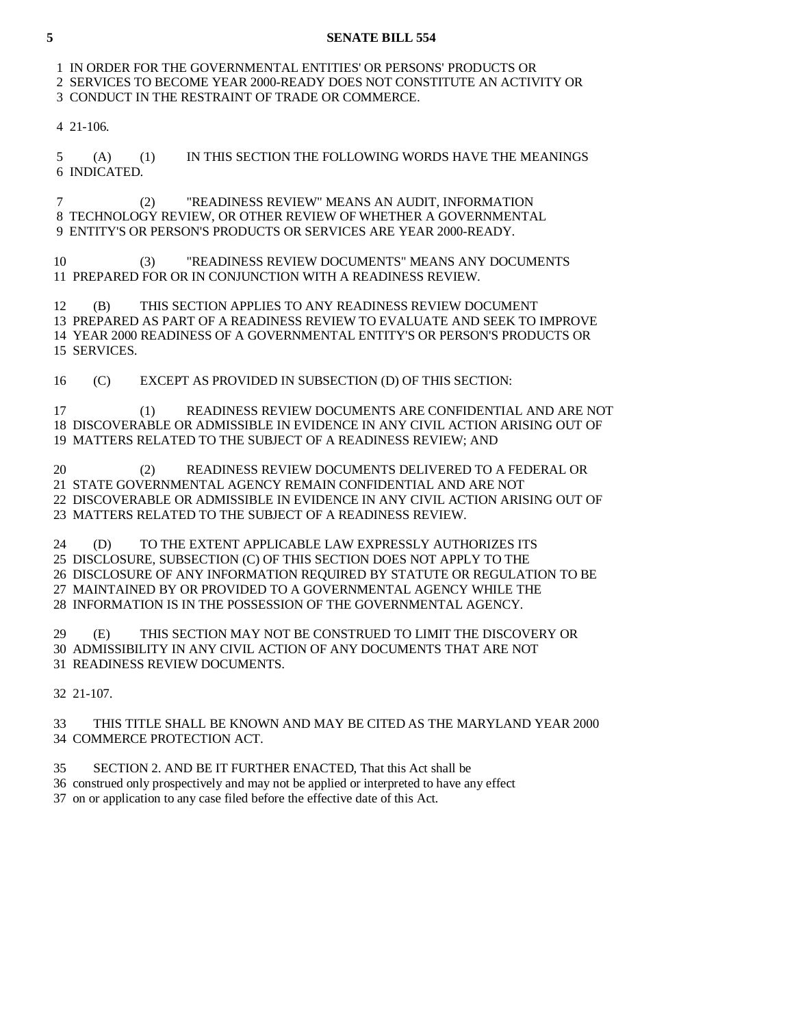IN ORDER FOR THE GOVERNMENTAL ENTITIES' OR PERSONS' PRODUCTS OR SERVICES TO BECOME YEAR 2000-READY DOES NOT CONSTITUTE AN ACTIVITY OR CONDUCT IN THE RESTRAINT OF TRADE OR COMMERCE.

21-106.

(A) (1) IN THIS SECTION THE FOLLOWING WORDS HAVE THE MEANINGS INDICATED.

(2) "READINESS REVIEW" MEANS AN AUDIT, INFORMATION TECHNOLOGY REVIEW, OR OTHER REVIEW OF WHETHER A GOVERNMENTAL ENTITY'S OR PERSON'S PRODUCTS OR SERVICES ARE YEAR 2000-READY.

(3) "READINESS REVIEW DOCUMENTS" MEANS ANY DOCUMENTS PREPARED FOR OR IN CONJUNCTION WITH A READINESS REVIEW.

(B) THIS SECTION APPLIES TO ANY READINESS REVIEW DOCUMENT PREPARED AS PART OF A READINESS REVIEW TO EVALUATE AND SEEK TO IMPROVE YEAR 2000 READINESS OF A GOVERNMENTAL ENTITY'S OR PERSON'S PRODUCTS OR SERVICES.

(C) EXCEPT AS PROVIDED IN SUBSECTION (D) OF THIS SECTION:

(1) READINESS REVIEW DOCUMENTS ARE CONFIDENTIAL AND ARE NOT DISCOVERABLE OR ADMISSIBLE IN EVIDENCE IN ANY CIVIL ACTION ARISING OUT OF MATTERS RELATED TO THE SUBJECT OF A READINESS REVIEW; AND

(2) READINESS REVIEW DOCUMENTS DELIVERED TO A FEDERAL OR STATE GOVERNMENTAL AGENCY REMAIN CONFIDENTIAL AND ARE NOT DISCOVERABLE OR ADMISSIBLE IN EVIDENCE IN ANY CIVIL ACTION ARISING OUT OF MATTERS RELATED TO THE SUBJECT OF A READINESS REVIEW.

(D) TO THE EXTENT APPLICABLE LAW EXPRESSLY AUTHORIZES ITS DISCLOSURE, SUBSECTION (C) OF THIS SECTION DOES NOT APPLY TO THE DISCLOSURE OF ANY INFORMATION REQUIRED BY STATUTE OR REGULATION TO BE MAINTAINED BY OR PROVIDED TO A GOVERNMENTAL AGENCY WHILE THE INFORMATION IS IN THE POSSESSION OF THE GOVERNMENTAL AGENCY.

(E) THIS SECTION MAY NOT BE CONSTRUED TO LIMIT THE DISCOVERY OR ADMISSIBILITY IN ANY CIVIL ACTION OF ANY DOCUMENTS THAT ARE NOT READINESS REVIEW DOCUMENTS.

21-107.

THIS TITLE SHALL BE KNOWN AND MAY BE CITED AS THE MARYLAND YEAR 2000 COMMERCE PROTECTION ACT.

SECTION 2. AND BE IT FURTHER ENACTED, That this Act shall be construed only prospectively and may not be applied or interpreted to have any effect on or application to any case filed before the effective date of this Act.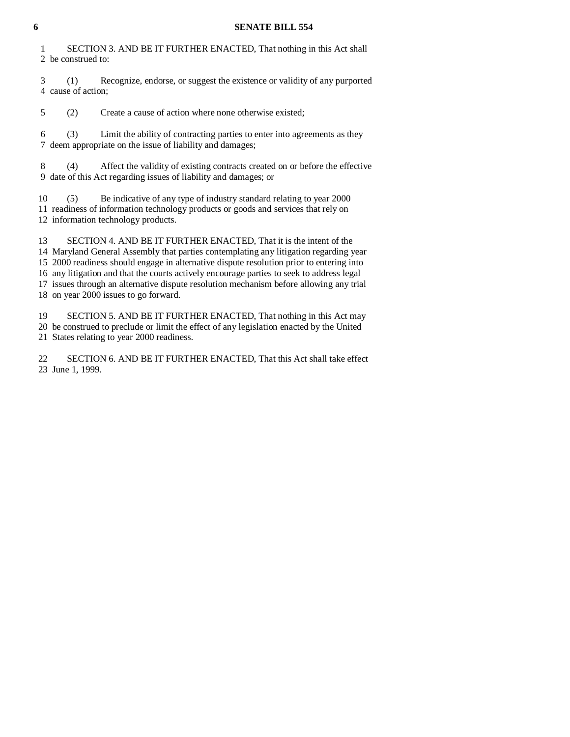SECTION 3. AND BE IT FURTHER ENACTED, That nothing in this Act shall be construed to:

(1) Recognize, endorse, or suggest the existence or validity of any purported cause of action;

(2) Create a cause of action where none otherwise existed;

(3) Limit the ability of contracting parties to enter into agreements as they deem appropriate on the issue of liability and damages;

(4) Affect the validity of existing contracts created on or before the effective date of this Act regarding issues of liability and damages; or

(5) Be indicative of any type of industry standard relating to year 2000 readiness of information technology products or goods and services that rely on information technology products.

SECTION 4. AND BE IT FURTHER ENACTED, That it is the intent of the Maryland General Assembly that parties contemplating any litigation regarding year 2000 readiness should engage in alternative dispute resolution prior to entering into any litigation and that the courts actively encourage parties to seek to address legal issues through an alternative dispute resolution mechanism before allowing any trial on year 2000 issues to go forward.

SECTION 5. AND BE IT FURTHER ENACTED, That nothing in this Act may be construed to preclude or limit the effect of any legislation enacted by the United States relating to year 2000 readiness.

SECTION 6. AND BE IT FURTHER ENACTED, That this Act shall take effect June 1, 1999.